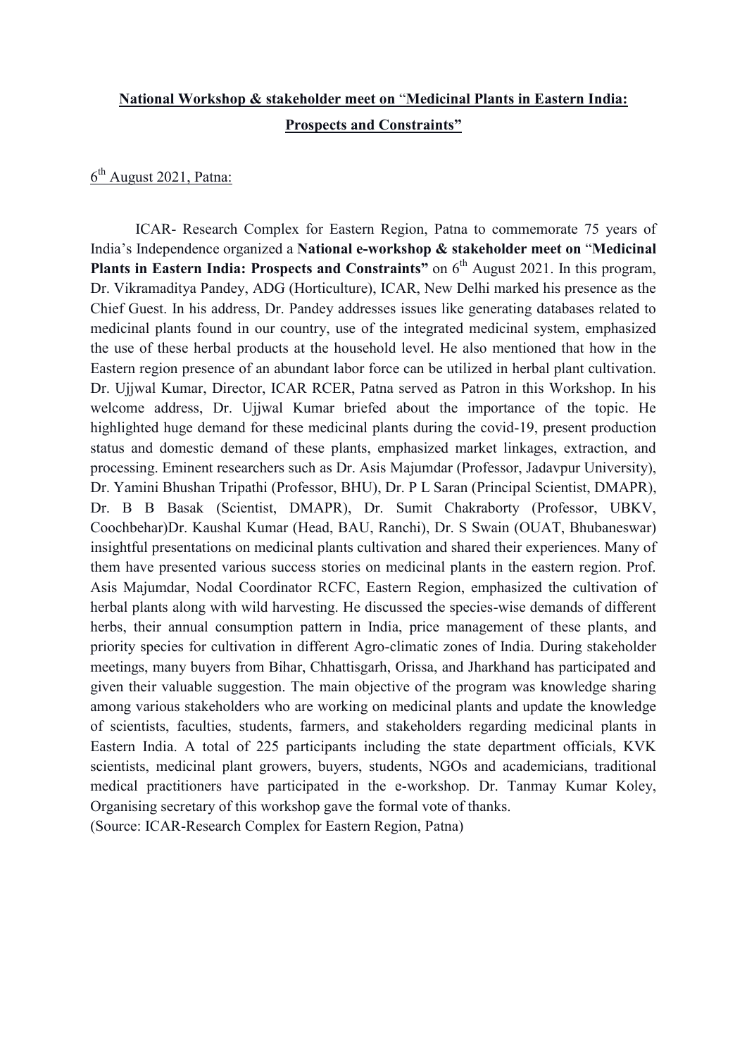**National Workshop & stakeholder meet on "Medicinal Plants in Eastern India: Prospects and Constraints"**

6th August 2021, Patna:

ICAR- Research Complex for Eastern Region, Patna to commemorate 75 years of India's Independence organized a **National e-workshop & stakeholder meet on** "**Medicinal Plants in Eastern India: Prospects and Constraints"** on 6th August 2021. In this program, Dr. Vikramaditya Pandey, ADG (Horticulture), ICAR, New Delhi marked his presence as the Chief Guest. In his address, Dr. Pandey addresses issues like generating databases related to medicinal plants found in our country, use of the integrated medicinal system, emphasized the use of these herbal products at the household level. He also mentioned that how in the Eastern region presence of an abundant labor force can be utilized in herbal plant cultivation. Dr. Ujjwal Kumar, Director, ICAR RCER, Patna served as Patron in this Workshop. In his welcome address, Dr. Ujjwal Kumar briefed about the importance of the topic. He highlighted huge demand for these medicinal plants during the covid-19, present production status and domestic demand of these plants, emphasized market linkages, extraction, and processing. Eminent researchers such as Dr. Asis Majumdar (Professor, Jadavpur University), Dr. Yamini Bhushan Tripathi (Professor, BHU), Dr. P L Saran (Principal Scientist, DMAPR), Dr. B B Basak (Scientist, DMAPR), Dr. Sumit Chakraborty (Professor, UBKV, Coochbehar)Dr. Kaushal Kumar (Head, BAU, Ranchi), Dr. S Swain (OUAT, Bhubaneswar) insightful presentations on medicinal plants cultivation and shared their experiences. Many of them have presented various success stories on medicinal plants in the eastern region. Prof. Asis Majumdar, Nodal Coordinator RCFC, Eastern Region, emphasized the cultivation of herbal plants along with wild harvesting. He discussed the species-wise demands of different herbs, their annual consumption pattern in India, price management of these plants, and priority species for cultivation in different Agro-climatic zones of India. During stakeholder meetings, many buyers from Bihar, Chhattisgarh, Orissa, and Jharkhand has participated and given their valuable suggestion. The main objective of the program was knowledge sharing among various stakeholders who are working on medicinal plants and update the knowledge of scientists, faculties, students, farmers, and stakeholders regarding medicinal plants in Eastern India. A total of 225 participants including the state department officials, KVK scientists, medicinal plant growers, buyers, students, NGOs and academicians, traditional medical practitioners have participated in the e-workshop. Dr. Tanmay Kumar Koley, Organising secretary of this workshop gave the formal vote of thanks.

(Source: ICAR-Research Complex for Eastern Region, Patna)